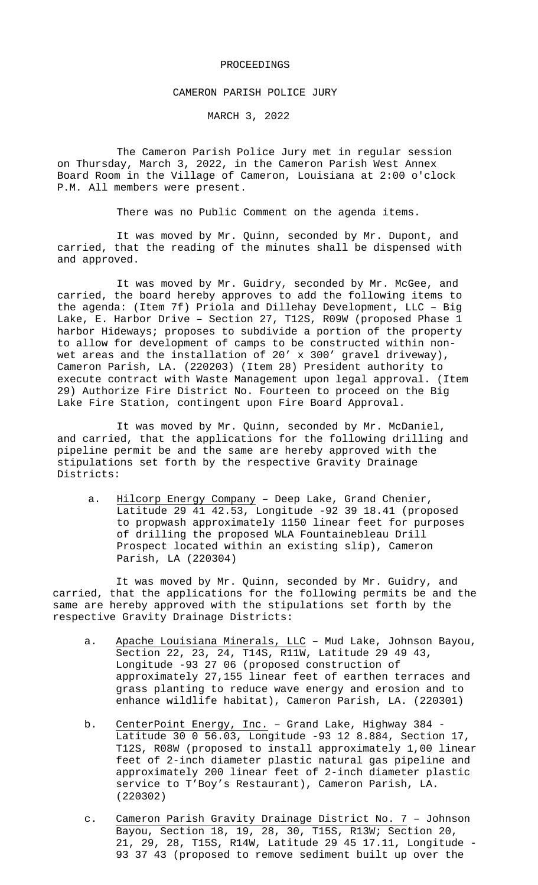PROCEEDINGS

CAMERON PARISH POLICE JURY

MARCH 3, 2022

The Cameron Parish Police Jury met in regular session on Thursday, March 3, 2022, in the Cameron Parish West Annex Board Room in the Village of Cameron, Louisiana at 2:00 o'clock P.M. All members were present.

There was no Public Comment on the agenda items.

It was moved by Mr. Quinn, seconded by Mr. Dupont, and carried, that the reading of the minutes shall be dispensed with and approved.

It was moved by Mr. Guidry, seconded by Mr. McGee, and carried, the board hereby approves to add the following items to the agenda: (Item 7f) Priola and Dillehay Development, LLC – Big Lake, E. Harbor Drive – Section 27, T12S, R09W (proposed Phase 1 harbor Hideways; proposes to subdivide a portion of the property to allow for development of camps to be constructed within non-wet areas and the installation of 20' x 300' gravel driveway), Cameron Parish, LA. (220203) (Item 28) President authority to execute contract with Waste Management upon legal approval. (Item 29) Authorize Fire District No. Fourteen to proceed on the Big Lake Fire Station, contingent upon Fire Board Approval.

It was moved by Mr. Quinn, seconded by Mr. McDaniel, and carried, that the applications for the following drilling and pipeline permit be and the same are hereby approved with the stipulations set forth by the respective Gravity Drainage Districts:

a. <u>Hilcorp Energy Company</u> – Deep Lake, Grand Chenier, Latitude 29 41 42.53, Longitude -92 39 18.41 (proposed to propwash approximately 1150 linear feet for purposes of drilling the proposed WLA Fountainebleau Drill Prospect located within an existing slip), Cameron Parish, LA (220304)

It was moved by Mr. Quinn, seconded by Mr. Guidry, and carried, that the applications for the following permits be and the same are hereby approved with the stipulations set forth by the respective Gravity Drainage Districts:

a. <u>Apache Louisiana Minerals, LLC</u> – Mud Lake, Johnson Bayou, Section 22, 23, 24, T14S, R11W, Latitude 29 49 43, Longitude -93 27 06 (proposed construction of approximately 27,155 linear feet of earthen terraces and grass planting to reduce wave energy and erosion and to enhance wildlife habitat), Cameron Parish, LA. (220301)

b. <u>CenterPoint Energy, Inc.</u> – Grand Lake, Highway 384 - Latitude 30 0 56.03, Longitude -93 12 8.884, Section 17, T12S, R08W (proposed to install approximately 1,00 linear feet of 2-inch diameter plastic natural gas pipeline and approximately 200 linear feet of 2-inch diameter plastic service to T'Boy's Restaurant), Cameron Parish, LA. (220302)

c. <u>Cameron Parish Gravity Drainage District No. 7</u> – Johnson Bayou, Section 18, 19, 28, 30, T15S, R13W; Section 20, 21, 29, 28, T15S, R14W, Latitude 29 45 17.11, Longitude -93 37 43 (proposed to remove sediment built up over the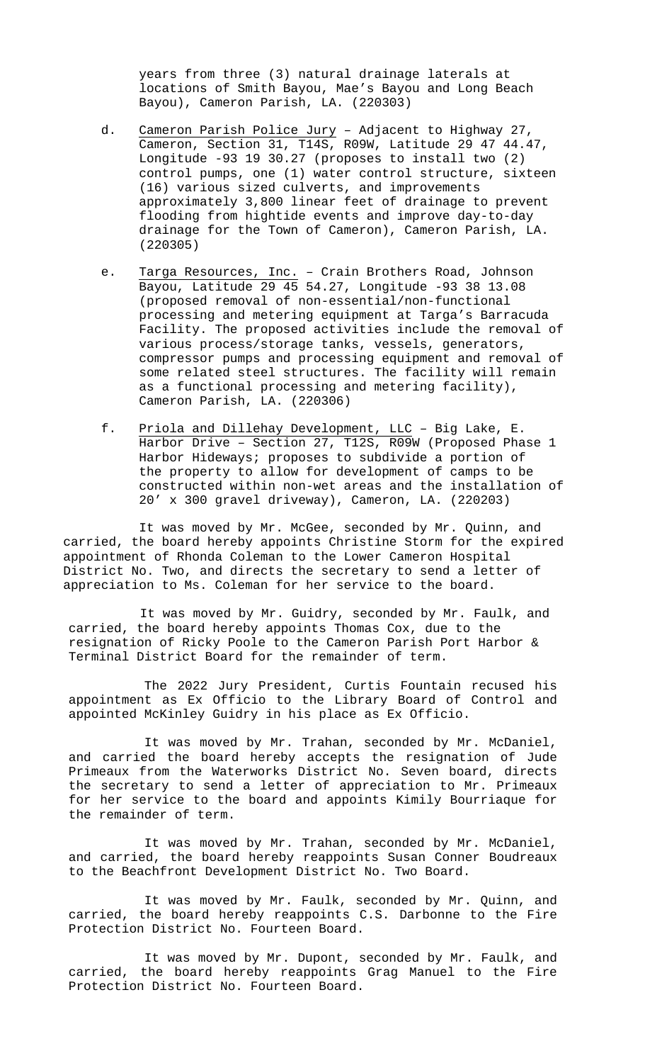years from three (3) natural drainage laterals at locations of Smith Bayou, Mae's Bayou and Long Beach Bayou), Cameron Parish, LA. (220303)

d. <u>Cameron Parish Police Jury</u> – Adjacent to Highway 27, Cameron, Section 31, T14S, R09W, Latitude 29 47 44.47, Longitude -93 19 30.27 (proposes to install two (2) control pumps, one (1) water control structure, sixteen (16) various sized culverts, and improvements approximately 3,800 linear feet of drainage to prevent flooding from hightide events and improve day-to-day drainage for the Town of Cameron), Cameron Parish, LA. (220305)

e. <u>Targa Resources, Inc.</u> – Crain Brothers Road, Johnson Bayou, Latitude 29 45 54.27, Longitude -93 38 13.08 (proposed removal of non-essential/non-functional processing and metering equipment at Targa's Barracuda Facility. The proposed activities include the removal of various process/storage tanks, vessels, generators, compressor pumps and processing equipment and removal of some related steel structures. The facility will remain as a functional processing and metering facility), Cameron Parish, LA. (220306)

f. <u>Priola and Dillehay Development, LLC</u> – Big Lake, E. Harbor Drive – Section 27, T12S, R09W (Proposed Phase 1 Harbor Hideways; proposes to subdivide a portion of the property to allow for development of camps to be constructed within non-wet areas and the installation of 20' x 300 gravel driveway), Cameron, LA. (220203)

It was moved by Mr. McGee, seconded by Mr. Quinn, and carried, the board hereby appoints Christine Storm for the expired appointment of Rhonda Coleman to the Lower Cameron Hospital District No. Two, and directs the secretary to send a letter of appreciation to Ms. Coleman for her service to the board.

It was moved by Mr. Guidry, seconded by Mr. Faulk, and carried, the board hereby appoints Thomas Cox, due to the resignation of Ricky Poole to the Cameron Parish Port Harbor & Terminal District Board for the remainder of term.

The 2022 Jury President, Curtis Fountain recused his appointment as Ex Officio to the Library Board of Control and appointed McKinley Guidry in his place as Ex Officio.

It was moved by Mr. Trahan, seconded by Mr. McDaniel, and carried the board hereby accepts the resignation of Jude Primeaux from the Waterworks District No. Seven board, directs the secretary to send a letter of appreciation to Mr. Primeaux for her service to the board and appoints Kimily Bourriaque for the remainder of term.

It was moved by Mr. Trahan, seconded by Mr. McDaniel, and carried, the board hereby reappoints Susan Conner Boudreaux to the Beachfront Development District No. Two Board.

It was moved by Mr. Faulk, seconded by Mr. Quinn, and carried, the board hereby reappoints C.S. Darbonne to the Fire Protection District No. Fourteen Board.

It was moved by Mr. Dupont, seconded by Mr. Faulk, and carried, the board hereby reappoints Grag Manuel to the Fire Protection District No. Fourteen Board.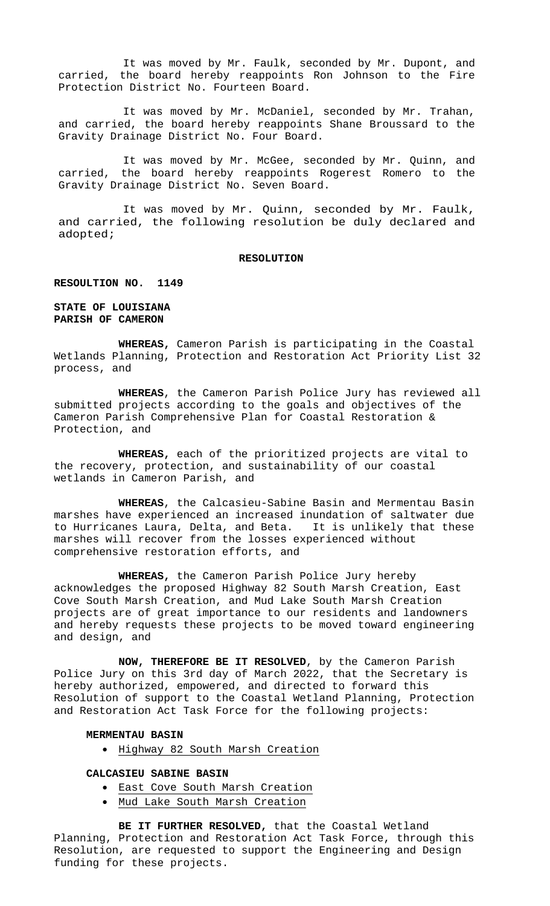It was moved by Mr. Faulk, seconded by Mr. Dupont, and carried, the board hereby reappoints Ron Johnson to the Fire Protection District No. Fourteen Board.

It was moved by Mr. McDaniel, seconded by Mr. Trahan, and carried, the board hereby reappoints Shane Broussard to the Gravity Drainage District No. Four Board.

It was moved by Mr. McGee, seconded by Mr. Quinn, and carried, the board hereby reappoints Rogerest Romero to the Gravity Drainage District No. Seven Board.

It was moved by Mr. Quinn, seconded by Mr. Faulk, and carried, the following resolution be duly declared and adopted;

**RESOLUTION**

**RESOULTION NO. 1149**

**STATE OF LOUISIANA**
**PARISH OF CAMERON**

**WHEREAS,** Cameron Parish is participating in the Coastal Wetlands Planning, Protection and Restoration Act Priority List 32 process, and

**WHEREAS**, the Cameron Parish Police Jury has reviewed all submitted projects according to the goals and objectives of the Cameron Parish Comprehensive Plan for Coastal Restoration & Protection, and

**WHEREAS,** each of the prioritized projects are vital to the recovery, protection, and sustainability of our coastal wetlands in Cameron Parish, and

**WHEREAS**, the Calcasieu-Sabine Basin and Mermentau Basin marshes have experienced an increased inundation of saltwater due to Hurricanes Laura, Delta, and Beta. It is unlikely that these marshes will recover from the losses experienced without comprehensive restoration efforts, and

**WHEREAS,** the Cameron Parish Police Jury hereby acknowledges the proposed Highway 82 South Marsh Creation, East Cove South Marsh Creation, and Mud Lake South Marsh Creation projects are of great importance to our residents and landowners and hereby requests these projects to be moved toward engineering and design, and

**NOW, THEREFORE BE IT RESOLVED**, by the Cameron Parish Police Jury on this 3rd day of March 2022, that the Secretary is hereby authorized, empowered, and directed to forward this Resolution of support to the Coastal Wetland Planning, Protection and Restoration Act Task Force for the following projects:

**MERMENTAU BASIN**

- Highway 82 South Marsh Creation

**CALCASIEU SABINE BASIN**

- East Cove South Marsh Creation
- Mud Lake South Marsh Creation

**BE IT FURTHER RESOLVED,** that the Coastal Wetland Planning, Protection and Restoration Act Task Force, through this Resolution, are requested to support the Engineering and Design funding for these projects.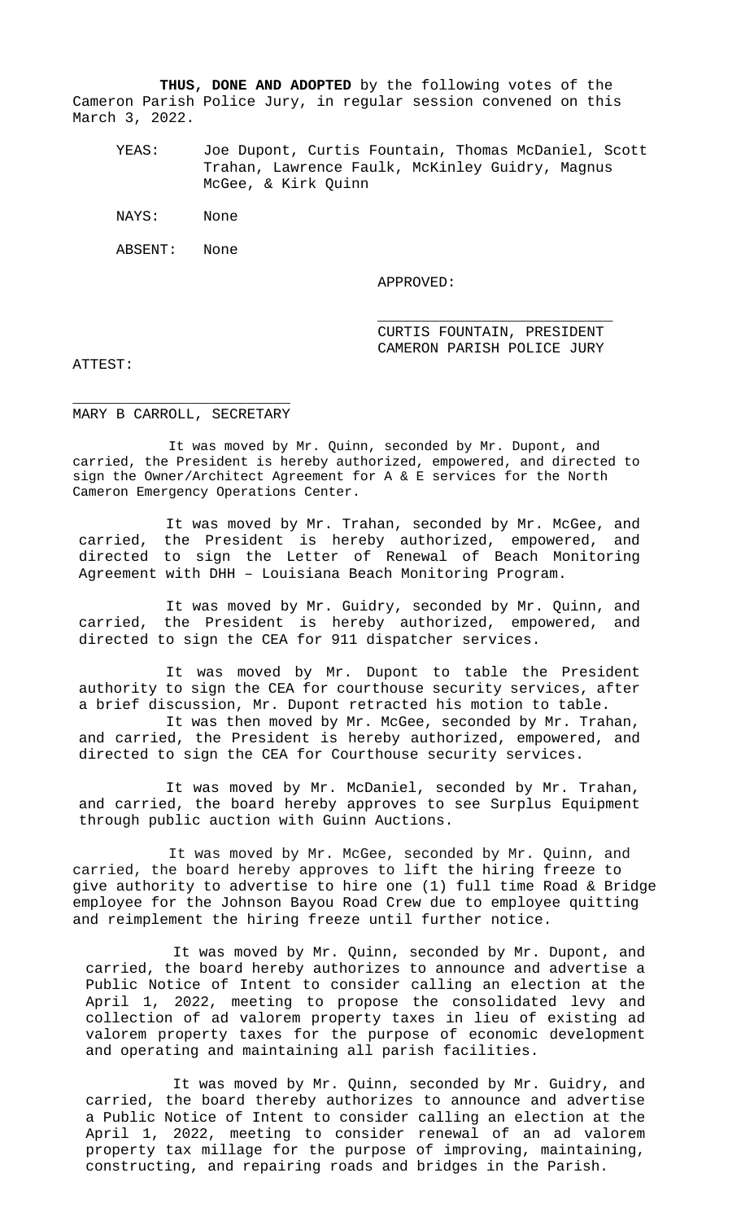**THUS, DONE AND ADOPTED** by the following votes of the Cameron Parish Police Jury, in regular session convened on this March 3, 2022.

YEAS: Joe Dupont, Curtis Fountain, Thomas McDaniel, Scott Trahan, Lawrence Faulk, McKinley Guidry, Magnus McGee, & Kirk Quinn

NAYS: None

ABSENT: None

APPROVED:

\_\_\_\_\_\_\_\_\_\_\_\_\_\_\_\_\_\_\_\_\_\_\_\_\_\_\_\_

CURTIS FOUNTAIN, PRESIDENT
CAMERON PARISH POLICE JURY

ATTEST:

\_\_\_\_\_\_\_\_\_\_\_\_\_\_\_\_\_\_\_\_\_\_\_\_\_\_\_\_

MARY B CARROLL, SECRETARY

It was moved by Mr. Quinn, seconded by Mr. Dupont, and carried, the President is hereby authorized, empowered, and directed to sign the Owner/Architect Agreement for A & E services for the North Cameron Emergency Operations Center.

It was moved by Mr. Trahan, seconded by Mr. McGee, and carried, the President is hereby authorized, empowered, and directed to sign the Letter of Renewal of Beach Monitoring Agreement with DHH – Louisiana Beach Monitoring Program.

It was moved by Mr. Guidry, seconded by Mr. Quinn, and carried, the President is hereby authorized, empowered, and directed to sign the CEA for 911 dispatcher services.

It was moved by Mr. Dupont to table the President authority to sign the CEA for courthouse security services, after a brief discussion, Mr. Dupont retracted his motion to table.

It was then moved by Mr. McGee, seconded by Mr. Trahan, and carried, the President is hereby authorized, empowered, and directed to sign the CEA for Courthouse security services.

It was moved by Mr. McDaniel, seconded by Mr. Trahan, and carried, the board hereby approves to see Surplus Equipment through public auction with Guinn Auctions.

It was moved by Mr. McGee, seconded by Mr. Quinn, and carried, the board hereby approves to lift the hiring freeze to give authority to advertise to hire one (1) full time Road & Bridge employee for the Johnson Bayou Road Crew due to employee quitting and reimplement the hiring freeze until further notice.

It was moved by Mr. Quinn, seconded by Mr. Dupont, and carried, the board hereby authorizes to announce and advertise a Public Notice of Intent to consider calling an election at the April 1, 2022, meeting to propose the consolidated levy and collection of ad valorem property taxes in lieu of existing ad valorem property taxes for the purpose of economic development and operating and maintaining all parish facilities.

It was moved by Mr. Quinn, seconded by Mr. Guidry, and carried, the board thereby authorizes to announce and advertise a Public Notice of Intent to consider calling an election at the April 1, 2022, meeting to consider renewal of an ad valorem property tax millage for the purpose of improving, maintaining, constructing, and repairing roads and bridges in the Parish.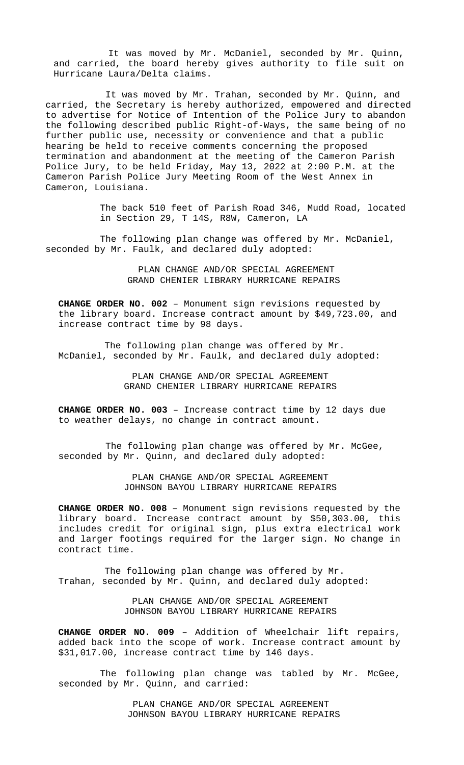It was moved by Mr. McDaniel, seconded by Mr. Quinn, and carried, the board hereby gives authority to file suit on Hurricane Laura/Delta claims.

It was moved by Mr. Trahan, seconded by Mr. Quinn, and carried, the Secretary is hereby authorized, empowered and directed to advertise for Notice of Intention of the Police Jury to abandon the following described public Right-of-Ways, the same being of no further public use, necessity or convenience and that a public hearing be held to receive comments concerning the proposed termination and abandonment at the meeting of the Cameron Parish Police Jury, to be held Friday, May 13, 2022 at 2:00 P.M. at the Cameron Parish Police Jury Meeting Room of the West Annex in Cameron, Louisiana.

The back 510 feet of Parish Road 346, Mudd Road, located in Section 29, T 14S, R8W, Cameron, LA

The following plan change was offered by Mr. McDaniel, seconded by Mr. Faulk, and declared duly adopted:

PLAN CHANGE AND/OR SPECIAL AGREEMENT
GRAND CHENIER LIBRARY HURRICANE REPAIRS

**CHANGE ORDER NO. 002** – Monument sign revisions requested by the library board. Increase contract amount by $49,723.00, and increase contract time by 98 days.

The following plan change was offered by Mr. McDaniel, seconded by Mr. Faulk, and declared duly adopted:

PLAN CHANGE AND/OR SPECIAL AGREEMENT
GRAND CHENIER LIBRARY HURRICANE REPAIRS

**CHANGE ORDER NO. 003** – Increase contract time by 12 days due to weather delays, no change in contract amount.

The following plan change was offered by Mr. McGee, seconded by Mr. Quinn, and declared duly adopted:

PLAN CHANGE AND/OR SPECIAL AGREEMENT
JOHNSON BAYOU LIBRARY HURRICANE REPAIRS

**CHANGE ORDER NO. 008** – Monument sign revisions requested by the library board. Increase contract amount by $50,303.00, this includes credit for original sign, plus extra electrical work and larger footings required for the larger sign. No change in contract time.

The following plan change was offered by Mr. Trahan, seconded by Mr. Quinn, and declared duly adopted:

PLAN CHANGE AND/OR SPECIAL AGREEMENT
JOHNSON BAYOU LIBRARY HURRICANE REPAIRS

**CHANGE ORDER NO. 009** – Addition of Wheelchair lift repairs, added back into the scope of work. Increase contract amount by $31,017.00, increase contract time by 146 days.

The following plan change was tabled by Mr. McGee, seconded by Mr. Quinn, and carried:

PLAN CHANGE AND/OR SPECIAL AGREEMENT
JOHNSON BAYOU LIBRARY HURRICANE REPAIRS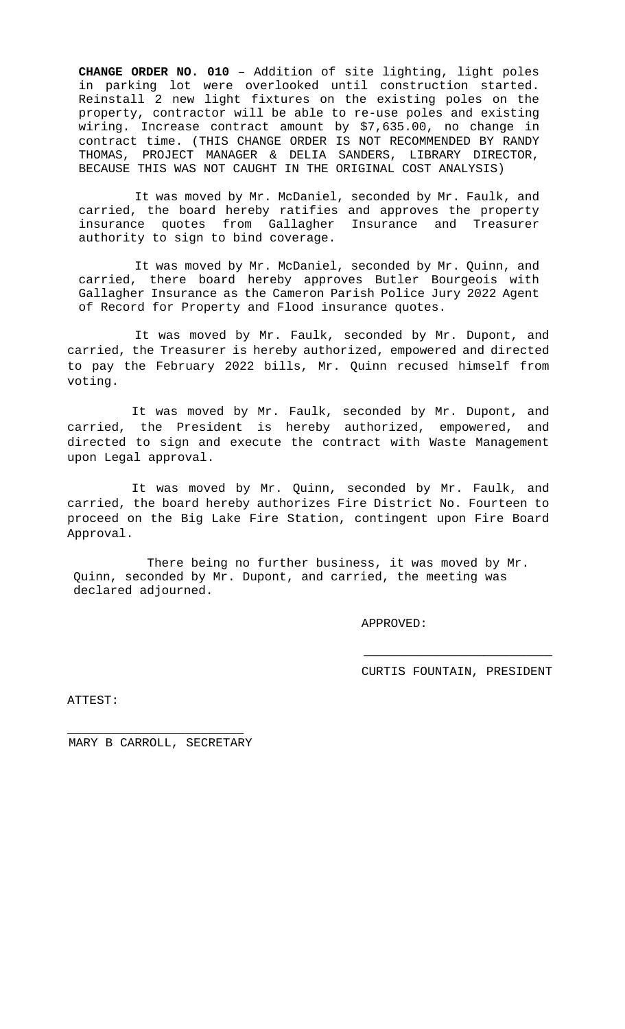**CHANGE ORDER NO. 010** – Addition of site lighting, light poles in parking lot were overlooked until construction started. Reinstall 2 new light fixtures on the existing poles on the property, contractor will be able to re-use poles and existing wiring. Increase contract amount by $7,635.00, no change in contract time. (THIS CHANGE ORDER IS NOT RECOMMENDED BY RANDY THOMAS, PROJECT MANAGER & DELIA SANDERS, LIBRARY DIRECTOR, BECAUSE THIS WAS NOT CAUGHT IN THE ORIGINAL COST ANALYSIS)

It was moved by Mr. McDaniel, seconded by Mr. Faulk, and carried, the board hereby ratifies and approves the property insurance quotes from Gallagher Insurance and Treasurer authority to sign to bind coverage.

It was moved by Mr. McDaniel, seconded by Mr. Quinn, and carried, there board hereby approves Butler Bourgeois with Gallagher Insurance as the Cameron Parish Police Jury 2022 Agent of Record for Property and Flood insurance quotes.

It was moved by Mr. Faulk, seconded by Mr. Dupont, and carried, the Treasurer is hereby authorized, empowered and directed to pay the February 2022 bills, Mr. Quinn recused himself from voting.

It was moved by Mr. Faulk, seconded by Mr. Dupont, and carried, the President is hereby authorized, empowered, and directed to sign and execute the contract with Waste Management upon Legal approval.

It was moved by Mr. Quinn, seconded by Mr. Faulk, and carried, the board hereby authorizes Fire District No. Fourteen to proceed on the Big Lake Fire Station, contingent upon Fire Board Approval.

There being no further business, it was moved by Mr. Quinn, seconded by Mr. Dupont, and carried, the meeting was declared adjourned.

APPROVED:

\_\_\_\_\_\_\_\_\_\_\_\_\_\_\_\_\_\_\_\_\_\_\_\_\_

CURTIS FOUNTAIN, PRESIDENT

ATTEST:

\_\_\_\_\_\_\_\_\_\_\_\_\_\_\_\_\_\_\_\_\_\_\_\_\_

MARY B CARROLL, SECRETARY